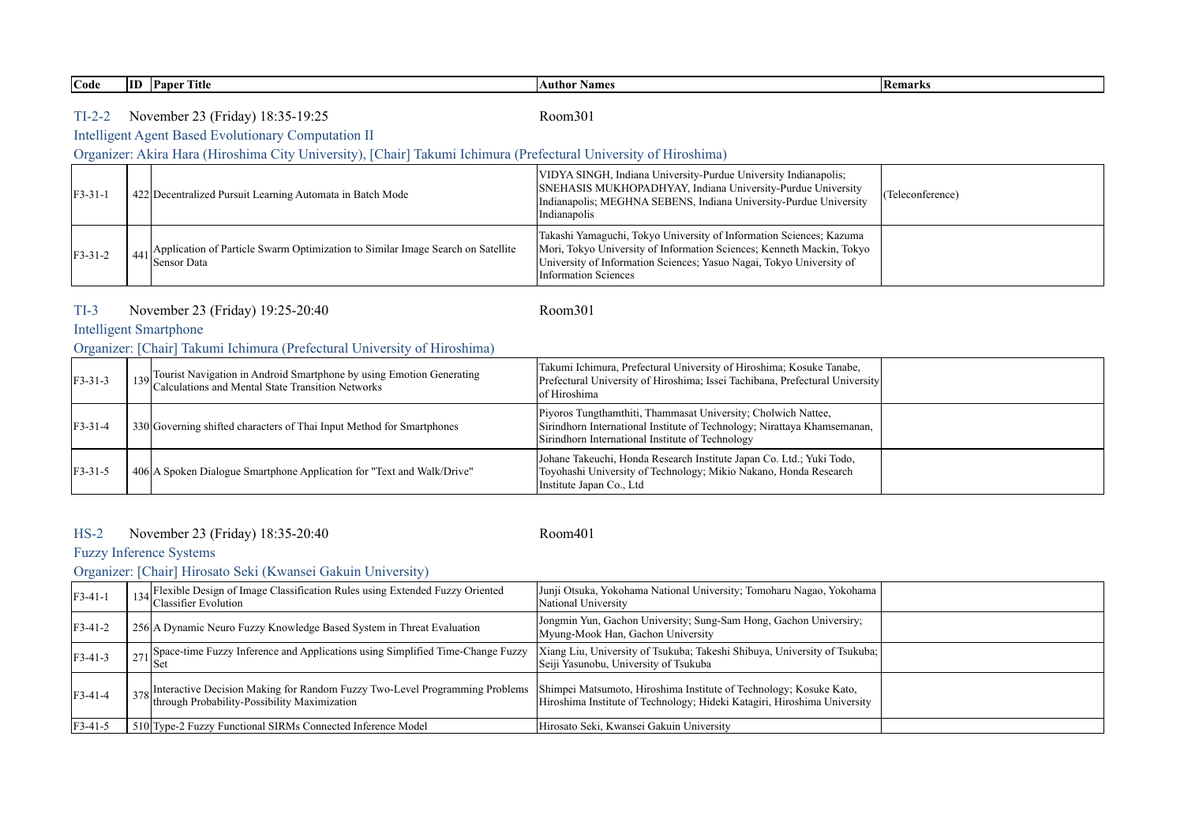| Code | ID | Paper Title | Author Names | Remarks |
|---|---|---|---|---|

TI-2-2 November 23 (Friday) 18:35-19:25 Room301

Intelligent Agent Based Evolutionary Computation II

Organizer: Akira Hara (Hiroshima City University), [Chair] Takumi Ichimura (Prefectural University of Hiroshima)

| Code | ID | Paper Title | Author Names | Remarks |
|---|---|---|---|---|
| F3-31-1 | 422 | Decentralized Pursuit Learning Automata in Batch Mode | VIDYA SINGH, Indiana University-Purdue University Indianapolis; SNEHASIS MUKHOPADHYAY, Indiana University-Purdue University Indianapolis; MEGHNA SEBENS, Indiana University-Purdue University Indianapolis | (Teleconference) |
| F3-31-2 | 441 | Application of Particle Swarm Optimization to Similar Image Search on Satellite Sensor Data | Takashi Yamaguchi, Tokyo University of Information Sciences; Kazuma Mori, Tokyo University of Information Sciences; Kenneth Mackin, Tokyo University of Information Sciences; Yasuo Nagai, Tokyo University of Information Sciences | |

TI-3 November 23 (Friday) 19:25-20:40 Room301

Intelligent Smartphone

Organizer: [Chair] Takumi Ichimura (Prefectural University of Hiroshima)

| Code | ID | Paper Title | Author Names | Remarks |
|---|---|---|---|---|
| F3-31-3 | 139 | Tourist Navigation in Android Smartphone by using Emotion Generating Calculations and Mental State Transition Networks | Takumi Ichimura, Prefectural University of Hiroshima; Kosuke Tanabe, Prefectural University of Hiroshima; Issei Tachibana, Prefectural University of Hiroshima | |
| F3-31-4 | 330 | Governing shifted characters of Thai Input Method for Smartphones | Piyoros Tungthamthiti, Thammasat University; Cholwich Nattee, Sirindhorn International Institute of Technology; Nirattaya Khamsemanan, Sirindhorn International Institute of Technology | |
| F3-31-5 | 406 | A Spoken Dialogue Smartphone Application for "Text and Walk/Drive" | Johane Takeuchi, Honda Research Institute Japan Co. Ltd.; Yuki Todo, Toyohashi University of Technology; Mikio Nakano, Honda Research Institute Japan Co., Ltd | |

HS-2 November 23 (Friday) 18:35-20:40 Room401

Fuzzy Inference Systems

Organizer: [Chair] Hirosato Seki (Kwansei Gakuin University)

| Code | ID | Paper Title | Author Names | Remarks |
|---|---|---|---|---|
| F3-41-1 | 134 | Flexible Design of Image Classification Rules using Extended Fuzzy Oriented Classifier Evolution | Junji Otsuka, Yokohama National University; Tomoharu Nagao, Yokohama National University | |
| F3-41-2 | 256 | A Dynamic Neuro Fuzzy Knowledge Based System in Threat Evaluation | Jongmin Yun, Gachon University; Sung-Sam Hong, Gachon Universiry; Myung-Mook Han, Gachon University | |
| F3-41-3 | 271 | Space-time Fuzzy Inference and Applications using Simplified Time-Change Fuzzy Set | Xiang Liu, University of Tsukuba; Takeshi Shibuya, University of Tsukuba; Seiji Yasunobu, University of Tsukuba | |
| F3-41-4 | 378 | Interactive Decision Making for Random Fuzzy Two-Level Programming Problems through Probability-Possibility Maximization | Shimpei Matsumoto, Hiroshima Institute of Technology; Kosuke Kato, Hiroshima Institute of Technology; Hideki Katagiri, Hiroshima University | |
| F3-41-5 | 510 | Type-2 Fuzzy Functional SIRMs Connected Inference Model | Hirosato Seki, Kwansei Gakuin University | |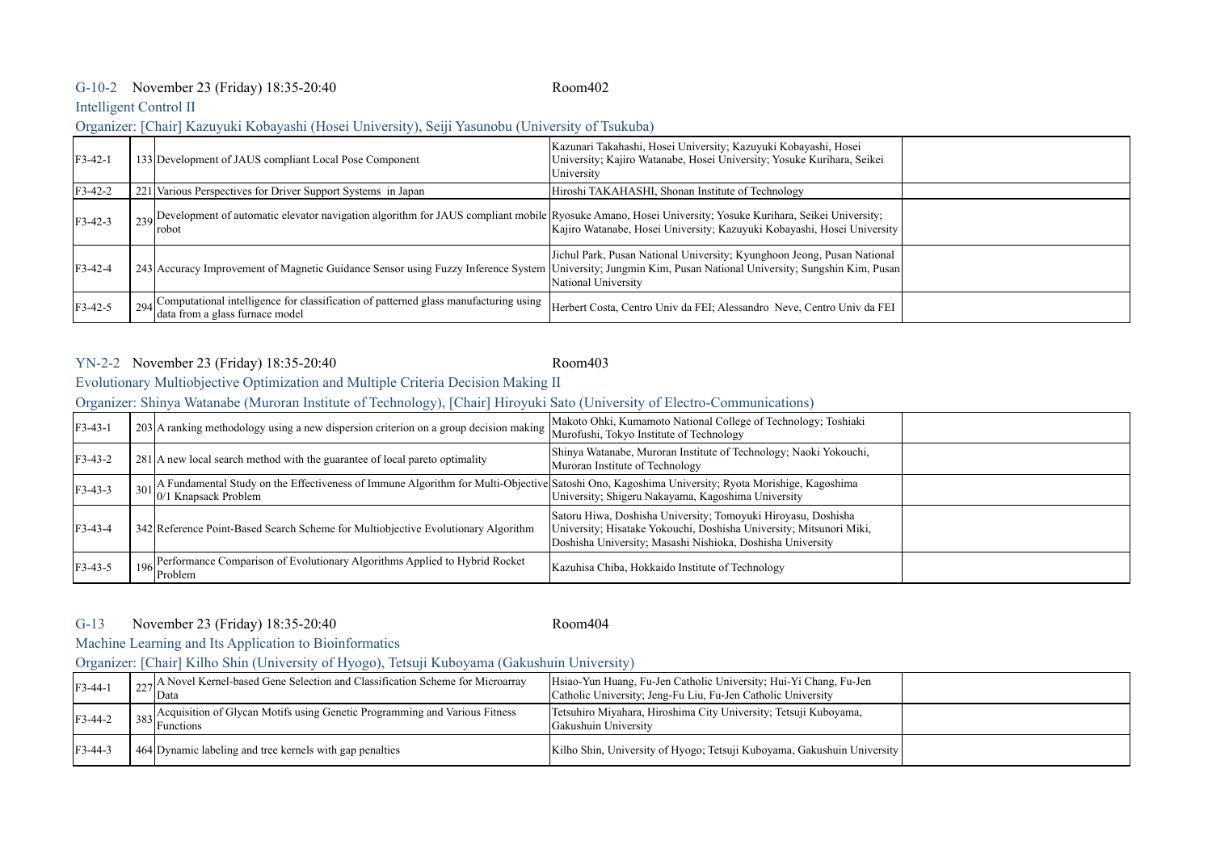G-10-2 November 23 (Friday) 18:35-20:40 Room402

Intelligent Control II

Organizer: [Chair] Kazuyuki Kobayashi (Hosei University), Seiji Yasunobu (University of Tsukuba)

| | | | | |
|---|---|---|---|---|
| F3-42-1 | 133 | Development of JAUS compliant Local Pose Component | Kazunari Takahashi, Hosei University; Kazuyuki Kobayashi, Hosei University; Kajiro Watanabe, Hosei University; Yosuke Kurihara, Seikei University | |
| F3-42-2 | 221 | Various Perspectives for Driver Support Systems in Japan | Hiroshi TAKAHASHI, Shonan Institute of Technology | |
| F3-42-3 | 239 | Development of automatic elevator navigation algorithm for JAUS compliant mobile robot | Ryosuke Amano, Hosei University; Yosuke Kurihara, Seikei University; Kajiro Watanabe, Hosei University; Kazuyuki Kobayashi, Hosei University | |
| F3-42-4 | 243 | Accuracy Improvement of Magnetic Guidance Sensor using Fuzzy Inference System | Jichul Park, Pusan National University; Kyunghoon Jeong, Pusan National University; Jungmin Kim, Pusan National University; Sungshin Kim, Pusan National University | |
| F3-42-5 | 294 | Computational intelligence for classification of patterned glass manufacturing using data from a glass furnace model | Herbert Costa, Centro Univ da FEI; Alessandro Neve, Centro Univ da FEI | |

YN-2-2 November 23 (Friday) 18:35-20:40 Room403

Evolutionary Multiobjective Optimization and Multiple Criteria Decision Making II

Organizer: Shinya Watanabe (Muroran Institute of Technology), [Chair] Hiroyuki Sato (University of Electro-Communications)

| | | | | |
|---|---|---|---|---|
| F3-43-1 | 203 | A ranking methodology using a new dispersion criterion on a group decision making | Makoto Ohki, Kumamoto National College of Technology; Toshiaki Murofushi, Tokyo Institute of Technology | |
| F3-43-2 | 281 | A new local search method with the guarantee of local pareto optimality | Shinya Watanabe, Muroran Institute of Technology; Naoki Yokouchi, Muroran Institute of Technology | |
| F3-43-3 | 301 | A Fundamental Study on the Effectiveness of Immune Algorithm for Multi-Objective 0/1 Knapsack Problem | Satoshi Ono, Kagoshima University; Ryota Morishige, Kagoshima University; Shigeru Nakayama, Kagoshima University | |
| F3-43-4 | 342 | Reference Point-Based Search Scheme for Multiobjective Evolutionary Algorithm | Satoru Hiwa, Doshisha University; Tomoyuki Hiroyasu, Doshisha University; Hisatake Yokouchi, Doshisha University; Mitsunori Miki, Doshisha University; Masashi Nishioka, Doshisha University | |
| F3-43-5 | 196 | Performance Comparison of Evolutionary Algorithms Applied to Hybrid Rocket Problem | Kazuhisa Chiba, Hokkaido Institute of Technology | |

G-13 November 23 (Friday) 18:35-20:40 Room404

Machine Learning and Its Application to Bioinformatics

Organizer: [Chair] Kilho Shin (University of Hyogo), Tetsuji Kuboyama (Gakushuin University)

| | | | | |
|---|---|---|---|---|
| F3-44-1 | 227 | A Novel Kernel-based Gene Selection and Classification Scheme for Microarray Data | Hsiao-Yun Huang, Fu-Jen Catholic University; Hui-Yi Chang, Fu-Jen Catholic University; Jeng-Fu Liu, Fu-Jen Catholic University | |
| F3-44-2 | 383 | Acquisition of Glycan Motifs using Genetic Programming and Various Fitness Functions | Tetsuhiro Miyahara, Hiroshima City University; Tetsuji Kuboyama, Gakushuin University | |
| F3-44-3 | 464 | Dynamic labeling and tree kernels with gap penalties | Kilho Shin, University of Hyogo; Tetsuji Kuboyama, Gakushuin University | |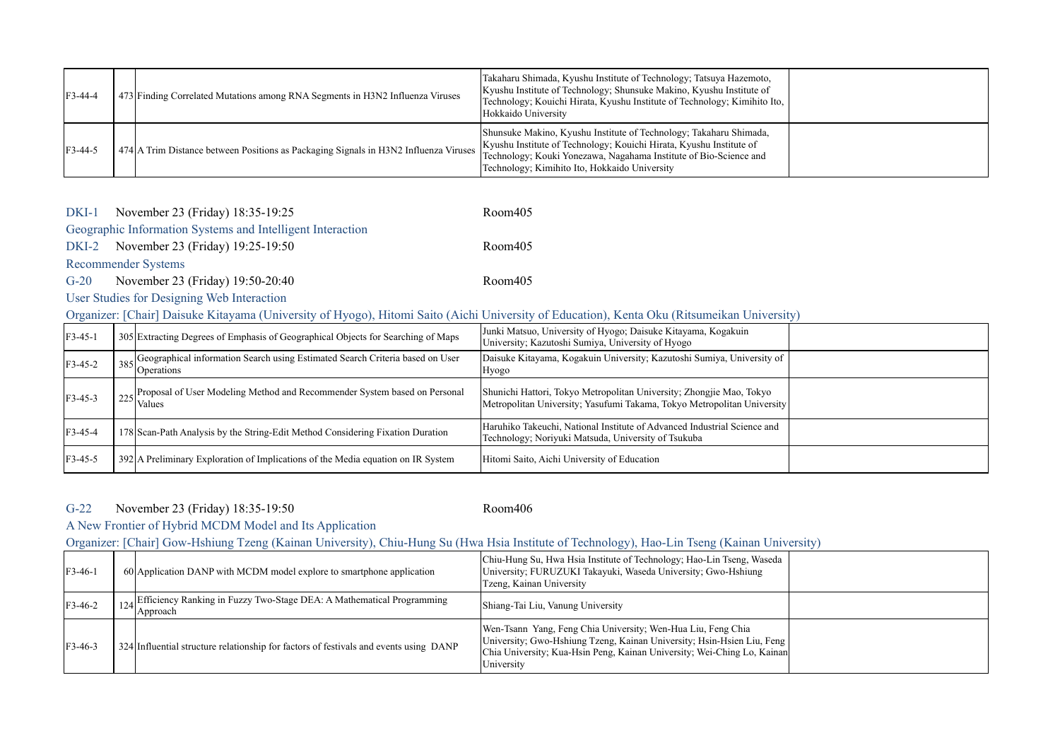| | | | | |
|---|---|---|---|---|
| F3-44-4 | 473 | Finding Correlated Mutations among RNA Segments in H3N2 Influenza Viruses | Takaharu Shimada, Kyushu Institute of Technology; Tatsuya Hazemoto, Kyushu Institute of Technology; Shunsuke Makino, Kyushu Institute of Technology; Kouichi Hirata, Kyushu Institute of Technology; Kimihito Ito, Hokkaido University | |
| F3-44-5 | 474 | A Trim Distance between Positions as Packaging Signals in H3N2 Influenza Viruses | Shunsuke Makino, Kyushu Institute of Technology; Takaharu Shimada, Kyushu Institute of Technology; Kouichi Hirata, Kyushu Institute of Technology; Kouki Yonezawa, Nagahama Institute of Bio-Science and Technology; Kimihito Ito, Hokkaido University | |

DKI-1 November 23 (Friday) 18:35-19:25 Room405

Geographic Information Systems and Intelligent Interaction

DKI-2 November 23 (Friday) 19:25-19:50 Room405

Recommender Systems

G-20 November 23 (Friday) 19:50-20:40 Room405

User Studies for Designing Web Interaction

Organizer: [Chair] Daisuke Kitayama (University of Hyogo), Hitomi Saito (Aichi University of Education), Kenta Oku (Ritsumeikan University)

| | | | | |
|---|---|---|---|---|
| F3-45-1 | 305 | Extracting Degrees of Emphasis of Geographical Objects for Searching of Maps | Junki Matsuo, University of Hyogo; Daisuke Kitayama, Kogakuin University; Kazutoshi Sumiya, University of Hyogo | |
| F3-45-2 | 385 | Geographical information Search using Estimated Search Criteria based on User Operations | Daisuke Kitayama, Kogakuin University; Kazutoshi Sumiya, University of Hyogo | |
| F3-45-3 | 225 | Proposal of User Modeling Method and Recommender System based on Personal Values | Shunichi Hattori, Tokyo Metropolitan University; Zhongjie Mao, Tokyo Metropolitan University; Yasufumi Takama, Tokyo Metropolitan University | |
| F3-45-4 | 178 | Scan-Path Analysis by the String-Edit Method Considering Fixation Duration | Haruhiko Takeuchi, National Institute of Advanced Industrial Science and Technology; Noriyuki Matsuda, University of Tsukuba | |
| F3-45-5 | 392 | A Preliminary Exploration of Implications of the Media equation on IR System | Hitomi Saito, Aichi University of Education | |

G-22 November 23 (Friday) 18:35-19:50 Room406

A New Frontier of Hybrid MCDM Model and Its Application

Organizer: [Chair] Gow-Hshiung Tzeng (Kainan University), Chiu-Hung Su (Hwa Hsia Institute of Technology), Hao-Lin Tseng (Kainan University)

| | | | | |
|---|---|---|---|---|
| F3-46-1 | 60 | Application DANP with MCDM model explore to smartphone application | Chiu-Hung Su, Hwa Hsia Institute of Technology; Hao-Lin Tseng, Waseda University; FURUZUKI Takayuki, Waseda University; Gwo-Hshiung Tzeng, Kainan University | |
| F3-46-2 | 124 | Efficiency Ranking in Fuzzy Two-Stage DEA: A Mathematical Programming Approach | Shiang-Tai Liu, Vanung University | |
| F3-46-3 | 324 | Influential structure relationship for factors of festivals and events using DANP | Wen-Tsann Yang, Feng Chia University; Wen-Hua Liu, Feng Chia University; Gwo-Hshiung Tzeng, Kainan University; Hsin-Hsien Liu, Feng Chia University; Kua-Hsin Peng, Kainan University; Wei-Ching Lo, Kainan University | |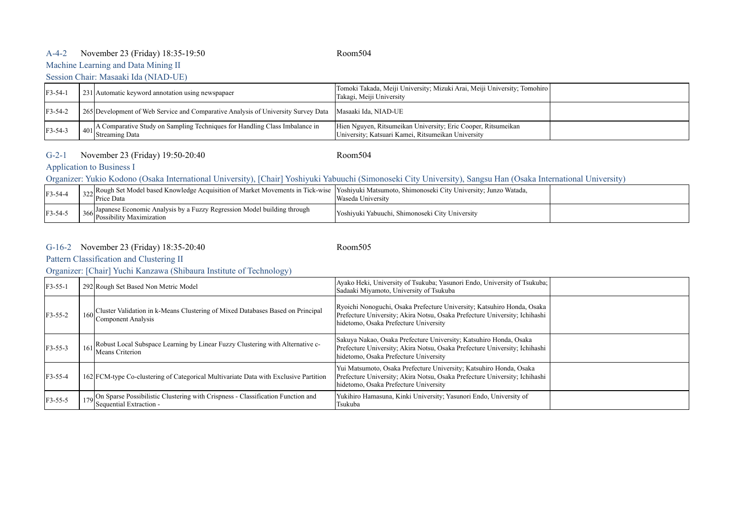A-4-2 November 23 (Friday) 18:35-19:50 Room504

Machine Learning and Data Mining II

Session Chair: Masaaki Ida (NIAD-UE)

| | | | | |
|---|---|---|---|---|
| F3-54-1 | 231 | Automatic keyword annotation using newspapaer | Tomoki Takada, Meiji University; Mizuki Arai, Meiji University; Tomohiro Takagi, Meiji University | |
| F3-54-2 | 265 | Development of Web Service and Comparative Analysis of University Survey Data | Masaaki Ida, NIAD-UE | |
| F3-54-3 | 401 | A Comparative Study on Sampling Techniques for Handling Class Imbalance in Streaming Data | Hien Nguyen, Ritsumeikan University; Eric Cooper, Ritsumeikan University; Katsuari Kamei, Ritsumeikan University | |

G-2-1 November 23 (Friday) 19:50-20:40 Room504

Application to Business I

Organizer: Yukio Kodono (Osaka International University), [Chair] Yoshiyuki Yabuuchi (Simonoseki City University), Sangsu Han (Osaka International University)

| | | | | |
|---|---|---|---|---|
| F3-54-4 | 322 | Rough Set Model based Knowledge Acquisition of Market Movements in Tick-wise Price Data | Yoshiyuki Matsumoto, Shimonoseki City University; Junzo Watada, Waseda University | |
| F3-54-5 | 366 | Japanese Economic Analysis by a Fuzzy Regression Model building through Possibility Maximization | Yoshiyuki Yabuuchi, Shimonoseki City University | |

G-16-2 November 23 (Friday) 18:35-20:40 Room505

Pattern Classification and Clustering II

Organizer: [Chair] Yuchi Kanzawa (Shibaura Institute of Technology)

| | | | | |
|---|---|---|---|---|
| F3-55-1 | 292 | Rough Set Based Non Metric Model | Ayako Heki, University of Tsukuba; Yasunori Endo, University of Tsukuba; Sadaaki Miyamoto, University of Tsukuba | |
| F3-55-2 | 160 | Cluster Validation in k-Means Clustering of Mixed Databases Based on Principal Component Analysis | Ryoichi Nonoguchi, Osaka Prefecture University; Katsuhiro Honda, Osaka Prefecture University; Akira Notsu, Osaka Prefecture University; Ichihashi hidetomo, Osaka Prefecture University | |
| F3-55-3 | 161 | Robust Local Subspace Learning by Linear Fuzzy Clustering with Alternative c-Means Criterion | Sakuya Nakao, Osaka Prefecture University; Katsuhiro Honda, Osaka Prefecture University; Akira Notsu, Osaka Prefecture University; Ichihashi hidetomo, Osaka Prefecture University | |
| F3-55-4 | 162 | FCM-type Co-clustering of Categorical Multivariate Data with Exclusive Partition | Yui Matsumoto, Osaka Prefecture University; Katsuhiro Honda, Osaka Prefecture University; Akira Notsu, Osaka Prefecture University; Ichihashi hidetomo, Osaka Prefecture University | |
| F3-55-5 | 179 | On Sparse Possibilistic Clustering with Crispness - Classification Function and Sequential Extraction - | Yukihiro Hamasuna, Kinki University; Yasunori Endo, University of Tsukuba | |